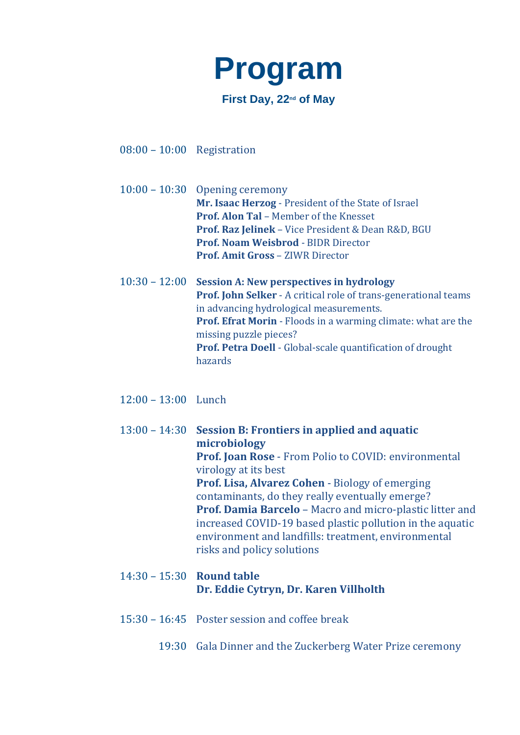# Program

**First Day, 22nd of May**

08:00 – 10:00 Registration

10:00 – 10:30 Opening ceremony
**Mr. Isaac Herzog** - President of the State of Israel
**Prof. Alon Tal** – Member of the Knesset
**Prof. Raz Jelinek** – Vice President & Dean R&D, BGU
**Prof. Noam Weisbrod** - BIDR Director
**Prof. Amit Gross** – ZIWR Director

10:30 – 12:00 **Session A: New perspectives in hydrology**
**Prof. John Selker** - A critical role of trans-generational teams in advancing hydrological measurements.
**Prof. Efrat Morin** - Floods in a warming climate: what are the missing puzzle pieces?
**Prof. Petra Doell** - Global-scale quantification of drought hazards

12:00 – 13:00 Lunch

13:00 – 14:30 **Session B: Frontiers in applied and aquatic microbiology**
**Prof. Joan Rose** - From Polio to COVID: environmental virology at its best
**Prof. Lisa, Alvarez Cohen** - Biology of emerging contaminants, do they really eventually emerge?
**Prof. Damia Barcelo** – Macro and micro-plastic litter and increased COVID-19 based plastic pollution in the aquatic environment and landfills: treatment, environmental risks and policy solutions

14:30 – 15:30 **Round table**
**Dr. Eddie Cytryn, Dr. Karen Villholth**

15:30 – 16:45 Poster session and coffee break

19:30 Gala Dinner and the Zuckerberg Water Prize ceremony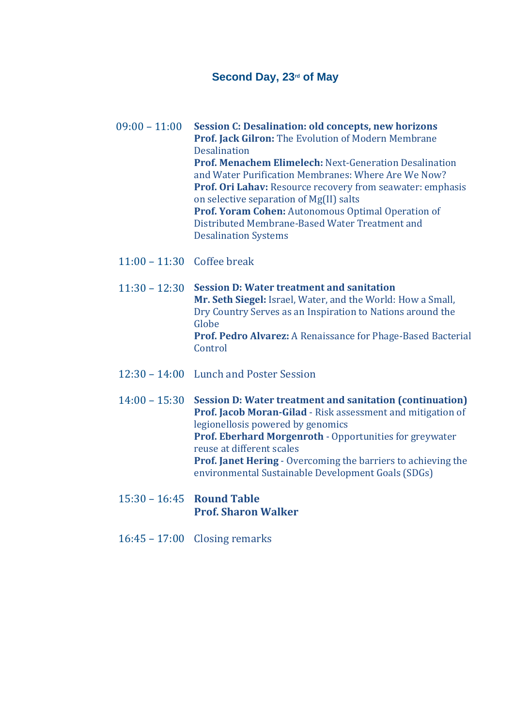## Second Day, 23[rd] of May

| | |
|---|---|
| 09:00 – 11:00 | **Session C: Desalination: old concepts, new horizons**<br>**Prof. Jack Gilron:** The Evolution of Modern Membrane Desalination<br>**Prof. Menachem Elimelech:** Next-Generation Desalination and Water Purification Membranes: Where Are We Now?<br>**Prof. Ori Lahav:** Resource recovery from seawater: emphasis on selective separation of Mg(II) salts<br>**Prof. Yoram Cohen:** Autonomous Optimal Operation of Distributed Membrane-Based Water Treatment and Desalination Systems |
| 11:00 – 11:30 | Coffee break |
| 11:30 – 12:30 | **Session D: Water treatment and sanitation**<br>**Mr. Seth Siegel:** Israel, Water, and the World: How a Small, Dry Country Serves as an Inspiration to Nations around the Globe<br>**Prof. Pedro Alvarez:** A Renaissance for Phage-Based Bacterial Control |
| 12:30 – 14:00 | Lunch and Poster Session |
| 14:00 – 15:30 | **Session D: Water treatment and sanitation (continuation)**<br>**Prof. Jacob Moran-Gilad** - Risk assessment and mitigation of legionellosis powered by genomics<br>**Prof. Eberhard Morgenroth** - Opportunities for greywater reuse at different scales<br>**Prof. Janet Hering** - Overcoming the barriers to achieving the environmental Sustainable Development Goals (SDGs) |
| 15:30 – 16:45 | **Round Table**<br>**Prof. Sharon Walker** |
| 16:45 – 17:00 | Closing remarks |